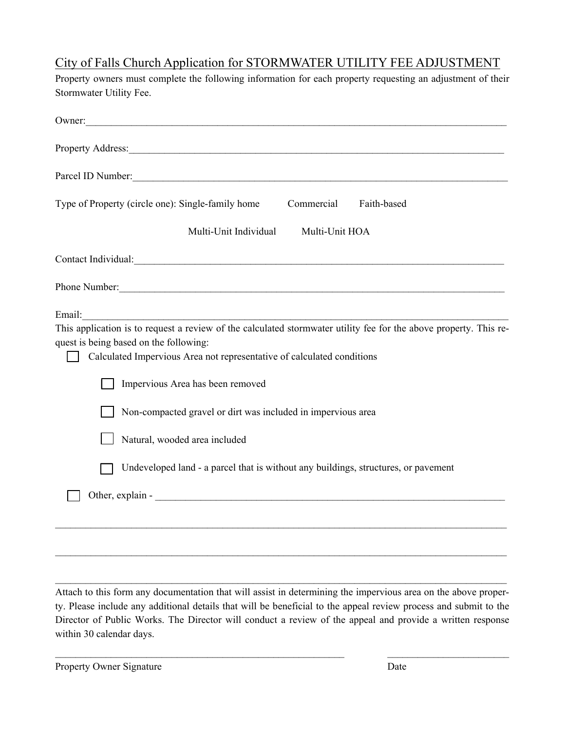# City of Falls Church Application for STORMWATER UTILITY FEE ADJUSTMENT

Property owners must complete the following information for each property requesting an adjustment of their Stormwater Utility Fee.

Owner:\_\_\_\_\_\_\_\_\_\_\_\_\_\_\_\_\_\_\_\_\_\_\_\_\_\_\_\_\_\_\_\_\_\_\_\_\_\_\_\_\_\_\_\_\_\_\_\_\_\_\_\_\_\_\_\_\_\_\_\_

Property Address:\_\_\_\_\_\_\_\_\_\_\_\_\_\_\_\_\_\_\_\_\_\_\_\_\_\_\_\_\_\_\_\_\_\_\_\_\_\_\_\_\_\_\_\_\_\_\_\_\_\_\_

Parcel ID Number:\_\_\_\_\_\_\_\_\_\_\_\_\_\_\_\_\_\_\_\_\_\_\_\_\_\_\_\_\_\_\_\_\_\_\_\_\_\_\_\_\_\_\_\_\_\_\_\_\_\_\_

Type of Property (circle one): Single-family home     Commercial     Faith-based

Multi-Unit Individual     Multi-Unit HOA

Contact Individual:\_\_\_\_\_\_\_\_\_\_\_\_\_\_\_\_\_\_\_\_\_\_\_\_\_\_\_\_\_\_\_\_\_\_\_\_\_\_\_\_\_\_\_\_\_\_\_\_\_\_

Phone Number:\_\_\_\_\_\_\_\_\_\_\_\_\_\_\_\_\_\_\_\_\_\_\_\_\_\_\_\_\_\_\_\_\_\_\_\_\_\_\_\_\_\_\_\_\_\_\_\_\_\_\_\_\_

Email:\_\_\_\_\_\_\_\_\_\_\_\_\_\_\_\_\_\_\_\_\_\_\_\_\_\_\_\_\_\_\_\_\_\_\_\_\_\_\_\_\_\_\_\_\_\_\_\_\_\_\_\_\_\_\_\_\_\_\_\_

This application is to request a review of the calculated stormwater utility fee for the above property. This request is being based on the following:

- ☐ Calculated Impervious Area not representative of calculated conditions
  - ☐ Impervious Area has been removed
  - ☐ Non-compacted gravel or dirt was included in impervious area
  - ☐ Natural, wooded area included
  - ☐ Undeveloped land - a parcel that is without any buildings, structures, or pavement
- ☐ Other, explain - \_\_\_\_\_\_\_\_\_\_\_\_\_\_\_\_\_\_\_\_\_\_\_\_\_\_\_\_\_\_\_\_\_\_\_\_\_\_\_\_\_\_\_\_\_\_\_\_\_\_

\_\_\_\_\_\_\_\_\_\_\_\_\_\_\_\_\_\_\_\_\_\_\_\_\_\_\_\_\_\_\_\_\_\_\_\_\_\_\_\_\_\_\_\_\_\_\_\_\_\_\_\_\_\_\_\_\_\_\_\_\_\_\_\_\_\_

\_\_\_\_\_\_\_\_\_\_\_\_\_\_\_\_\_\_\_\_\_\_\_\_\_\_\_\_\_\_\_\_\_\_\_\_\_\_\_\_\_\_\_\_\_\_\_\_\_\_\_\_\_\_\_\_\_\_\_\_\_\_\_\_\_\_

\_\_\_\_\_\_\_\_\_\_\_\_\_\_\_\_\_\_\_\_\_\_\_\_\_\_\_\_\_\_\_\_\_\_\_\_\_\_\_\_\_\_\_\_\_\_\_\_\_\_\_\_\_\_\_\_\_\_\_\_\_\_\_\_\_\_

Attach to this form any documentation that will assist in determining the impervious area on the above property. Please include any additional details that will be beneficial to the appeal review process and submit to the Director of Public Works. The Director will conduct a review of the appeal and provide a written response within 30 calendar days.

\_\_\_\_\_\_\_\_\_\_\_\_\_\_\_\_\_\_\_\_\_\_\_\_\_\_\_\_\_\_\_\_\_\_\_\_\_\_\_\_\_\_\_\_     \_\_\_\_\_\_\_\_\_\_\_\_\_\_\_\_\_\_\_\_

Property Owner Signature     Date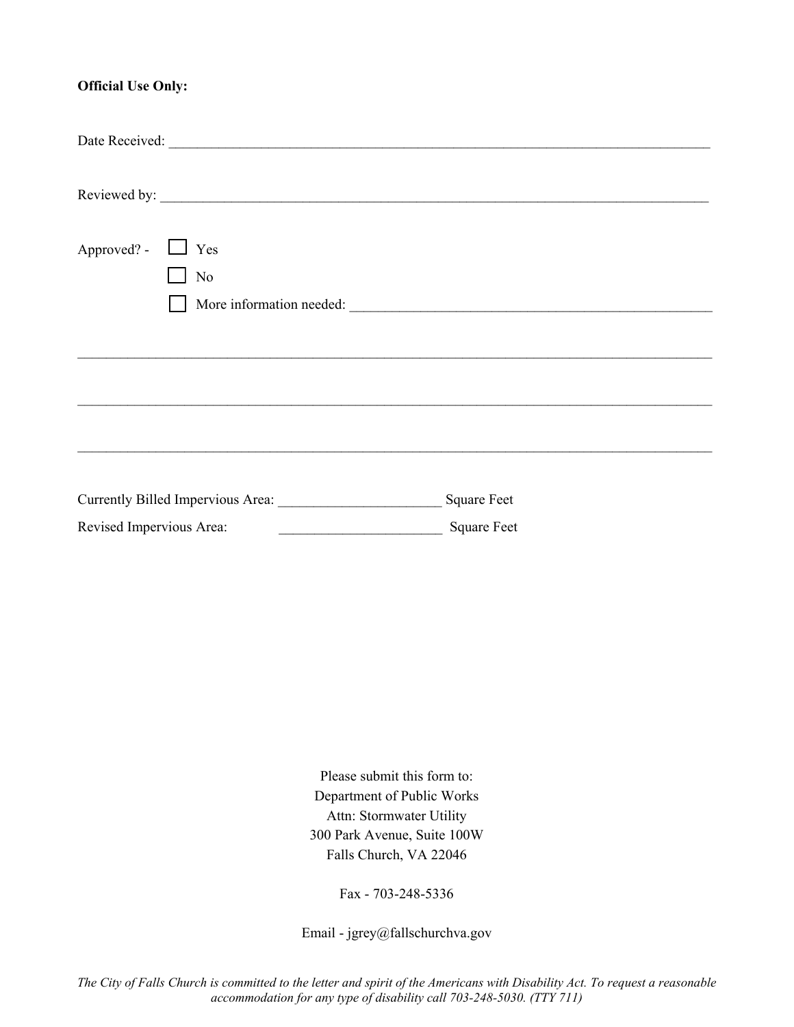**Official Use Only:**

Date Received: ___________________________________________________________________________

Reviewed by: ____________________________________________________________________________

Approved? - ☐ Yes

☐ No

☐ More information needed: __________________________________________________

_______________________________________________________________________________________

_______________________________________________________________________________________

_______________________________________________________________________________________

Currently Billed Impervious Area: ______________________ Square Feet

Revised Impervious Area: ______________________ Square Feet

Please submit this form to:
Department of Public Works
Attn: Stormwater Utility
300 Park Avenue, Suite 100W
Falls Church, VA 22046

Fax - 703-248-5336

Email - jgrey@fallschurchva.gov

*The City of Falls Church is committed to the letter and spirit of the Americans with Disability Act. To request a reasonable accommodation for any type of disability call 703-248-5030. (TTY 711)*